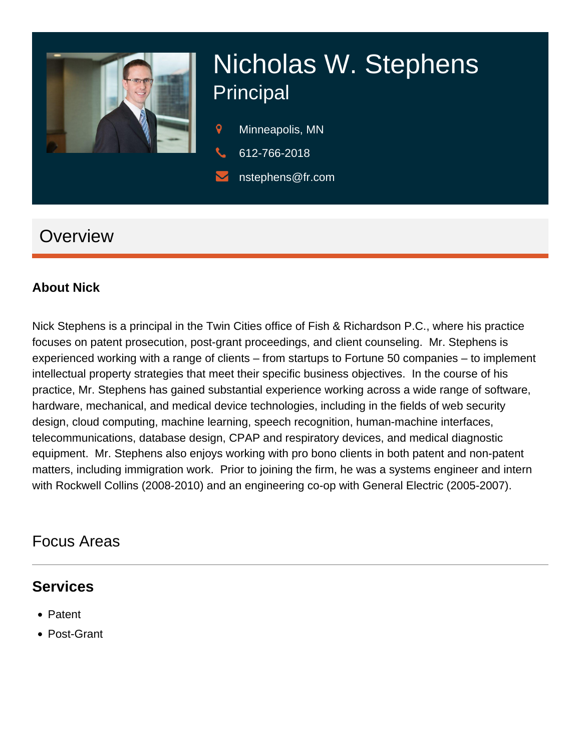# Nicholas W. Stephens

## Principal

Minneapolis, MN

612-766-2018

nstephens@fr.com

## Overview

### About Nick

Nick Stephens is a principal in the Twin Cities office of Fish & Richardson P.C., where his practice focuses on patent prosecution, post-grant proceedings, and client counseling. Mr. Stephens is experienced working with a range of clients – from startups to Fortune 50 companies – to implement intellectual property strategies that meet their specific business objectives. In the course of his practice, Mr. Stephens has gained substantial experience working across a wide range of software, hardware, mechanical, and medical device technologies, including in the fields of web security design, cloud computing, machine learning, speech recognition, human-machine interfaces, telecommunications, database design, CPAP and respiratory devices, and medical diagnostic equipment. Mr. Stephens also enjoys working with pro bono clients in both patent and non-patent matters, including immigration work. Prior to joining the firm, he was a systems engineer and intern with Rockwell Collins (2008-2010) and an engineering co-op with General Electric (2005-2007).

## Focus Areas

### Services

- Patent
- Post-Grant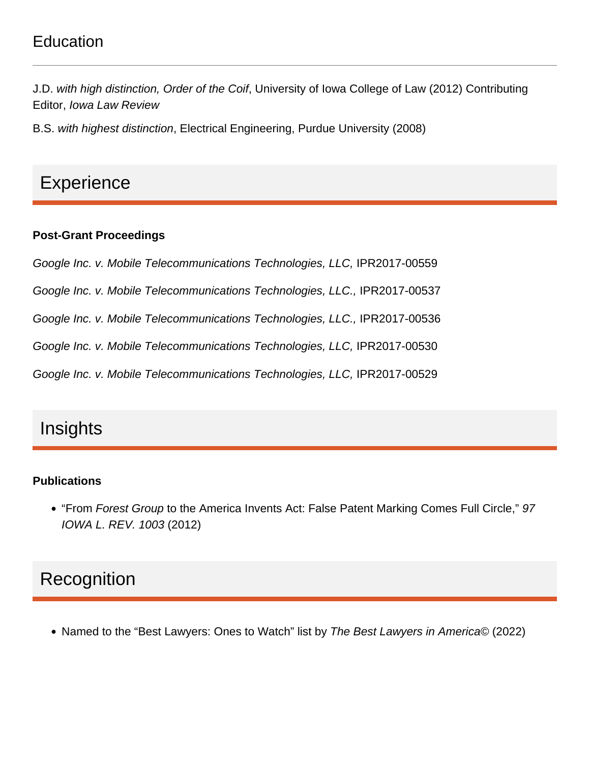## Education

J.D. *with high distinction, Order of the Coif*, University of Iowa College of Law (2012) Contributing Editor, *Iowa Law Review*

B.S. *with highest distinction*, Electrical Engineering, Purdue University (2008)

## Experience

**Post-Grant Proceedings**

*Google Inc. v. Mobile Telecommunications Technologies, LLC,* IPR2017-00559

*Google Inc. v. Mobile Telecommunications Technologies, LLC.,* IPR2017-00537

*Google Inc. v. Mobile Telecommunications Technologies, LLC.,* IPR2017-00536

*Google Inc. v. Mobile Telecommunications Technologies, LLC,* IPR2017-00530

*Google Inc. v. Mobile Telecommunications Technologies, LLC,* IPR2017-00529

## Insights

**Publications**

- "From *Forest Group* to the America Invents Act: False Patent Marking Comes Full Circle," *97 IOWA L. REV. 1003* (2012)

## Recognition

- Named to the "Best Lawyers: Ones to Watch" list by *The Best Lawyers in America©* (2022)